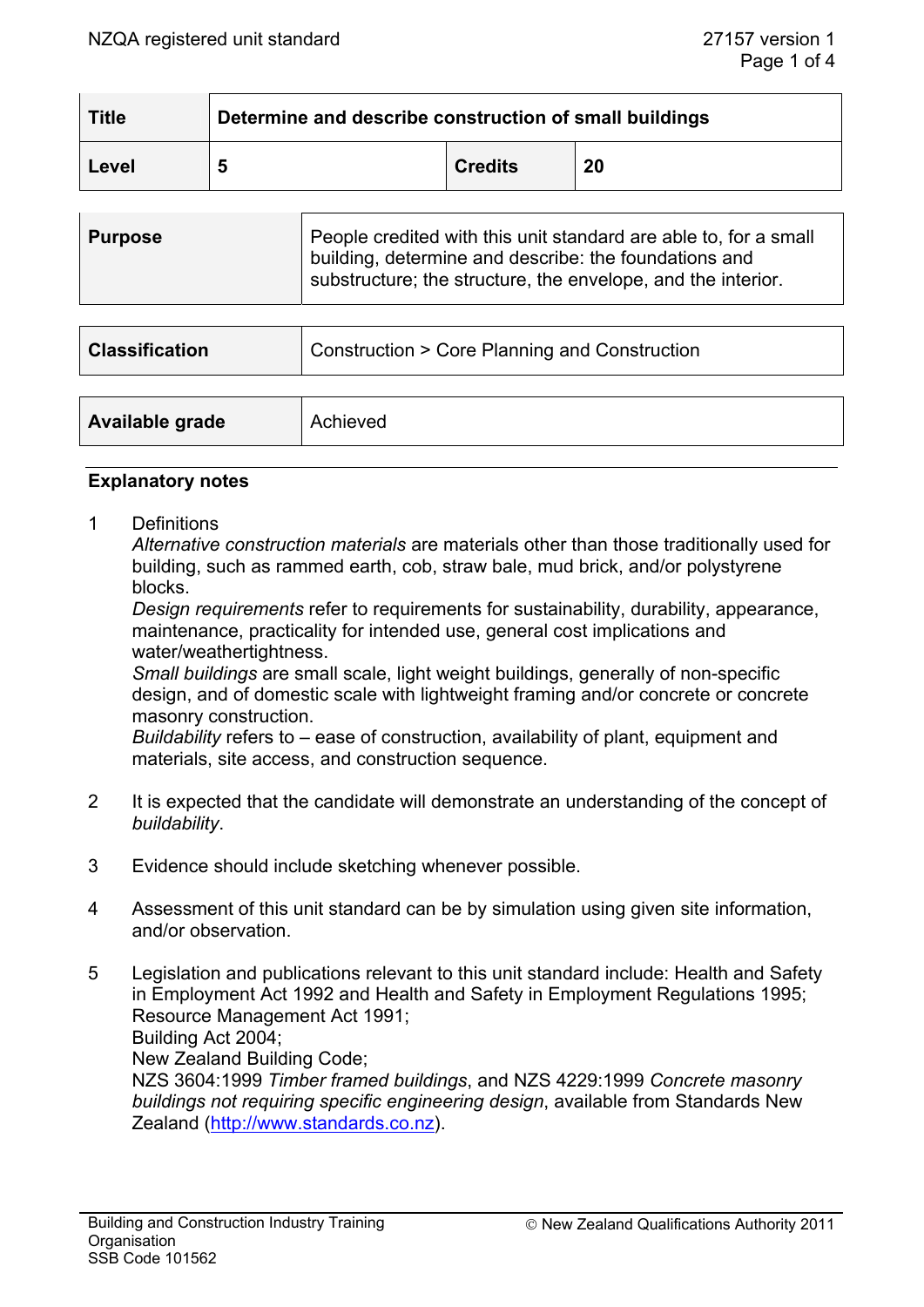| Title | Determine and describe construction of small buildings | | |
|---|---|---|---|
| Level | 5 | Credits | 20 |

| Purpose | People credited with this unit standard are able to, for a small building, determine and describe: the foundations and substructure; the structure, the envelope, and the interior. |
|---|---|

| Classification | Construction > Core Planning and Construction |
|---|---|

| Available grade | Achieved |
|---|---|

## Explanatory notes

1 Definitions
*Alternative construction materials* are materials other than those traditionally used for building, such as rammed earth, cob, straw bale, mud brick, and/or polystyrene blocks.
*Design requirements* refer to requirements for sustainability, durability, appearance, maintenance, practicality for intended use, general cost implications and water/weathertightness.
*Small buildings* are small scale, light weight buildings, generally of non-specific design, and of domestic scale with lightweight framing and/or concrete or concrete masonry construction.
*Buildability* refers to – ease of construction, availability of plant, equipment and materials, site access, and construction sequence.

2 It is expected that the candidate will demonstrate an understanding of the concept of *buildability*.

3 Evidence should include sketching whenever possible.

4 Assessment of this unit standard can be by simulation using given site information, and/or observation.

5 Legislation and publications relevant to this unit standard include: Health and Safety in Employment Act 1992 and Health and Safety in Employment Regulations 1995;
Resource Management Act 1991;
Building Act 2004;
New Zealand Building Code;
NZS 3604:1999 *Timber framed buildings*, and NZS 4229:1999 *Concrete masonry buildings not requiring specific engineering design*, available from Standards New Zealand (http://www.standards.co.nz).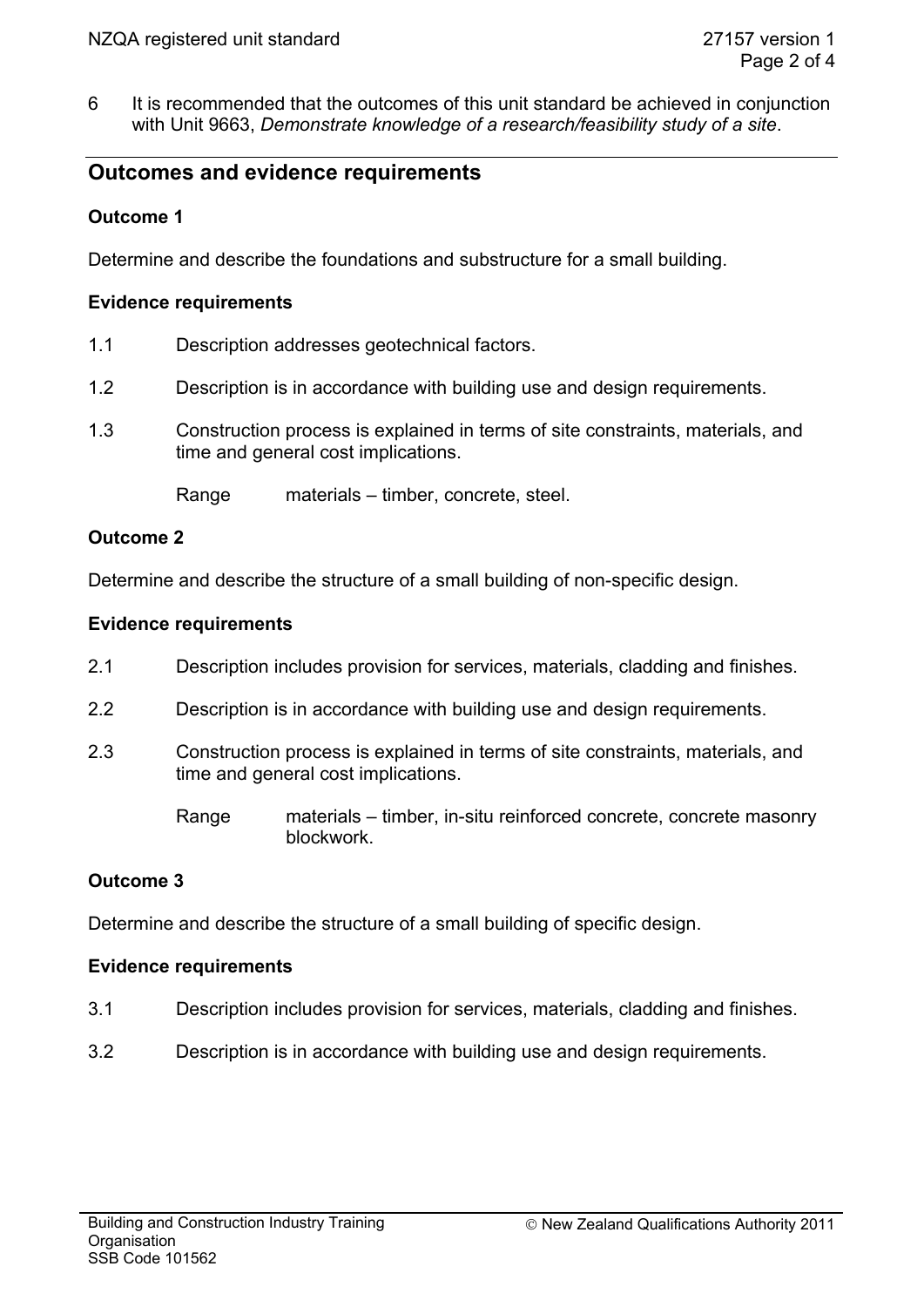6 It is recommended that the outcomes of this unit standard be achieved in conjunction with Unit 9663, *Demonstrate knowledge of a research/feasibility study of a site*.

## Outcomes and evidence requirements

### Outcome 1

Determine and describe the foundations and substructure for a small building.

#### Evidence requirements

1.1 Description addresses geotechnical factors.

1.2 Description is in accordance with building use and design requirements.

1.3 Construction process is explained in terms of site constraints, materials, and time and general cost implications.

Range materials – timber, concrete, steel.

### Outcome 2

Determine and describe the structure of a small building of non-specific design.

#### Evidence requirements

2.1 Description includes provision for services, materials, cladding and finishes.

2.2 Description is in accordance with building use and design requirements.

2.3 Construction process is explained in terms of site constraints, materials, and time and general cost implications.

Range materials – timber, in-situ reinforced concrete, concrete masonry blockwork.

### Outcome 3

Determine and describe the structure of a small building of specific design.

#### Evidence requirements

3.1 Description includes provision for services, materials, cladding and finishes.

3.2 Description is in accordance with building use and design requirements.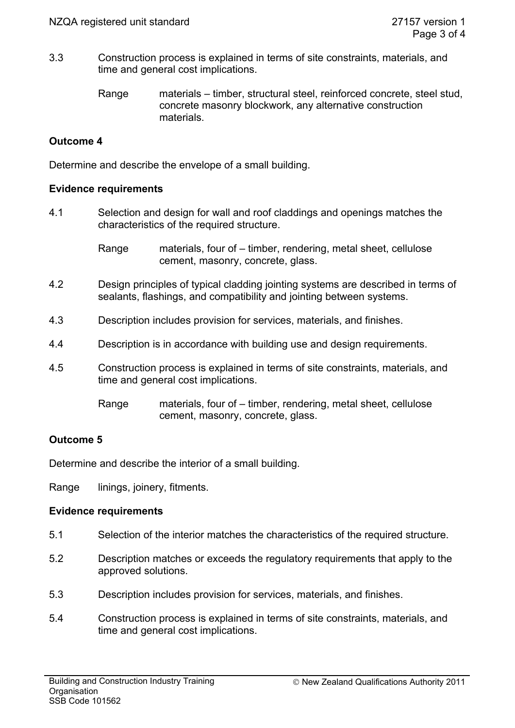3.3 Construction process is explained in terms of site constraints, materials, and time and general cost implications.

Range materials – timber, structural steel, reinforced concrete, steel stud, concrete masonry blockwork, any alternative construction materials.

**Outcome 4**

Determine and describe the envelope of a small building.

**Evidence requirements**

4.1 Selection and design for wall and roof claddings and openings matches the characteristics of the required structure.

Range materials, four of – timber, rendering, metal sheet, cellulose cement, masonry, concrete, glass.

4.2 Design principles of typical cladding jointing systems are described in terms of sealants, flashings, and compatibility and jointing between systems.

4.3 Description includes provision for services, materials, and finishes.

4.4 Description is in accordance with building use and design requirements.

4.5 Construction process is explained in terms of site constraints, materials, and time and general cost implications.

Range materials, four of – timber, rendering, metal sheet, cellulose cement, masonry, concrete, glass.

**Outcome 5**

Determine and describe the interior of a small building.

Range linings, joinery, fitments.

**Evidence requirements**

5.1 Selection of the interior matches the characteristics of the required structure.

5.2 Description matches or exceeds the regulatory requirements that apply to the approved solutions.

5.3 Description includes provision for services, materials, and finishes.

5.4 Construction process is explained in terms of site constraints, materials, and time and general cost implications.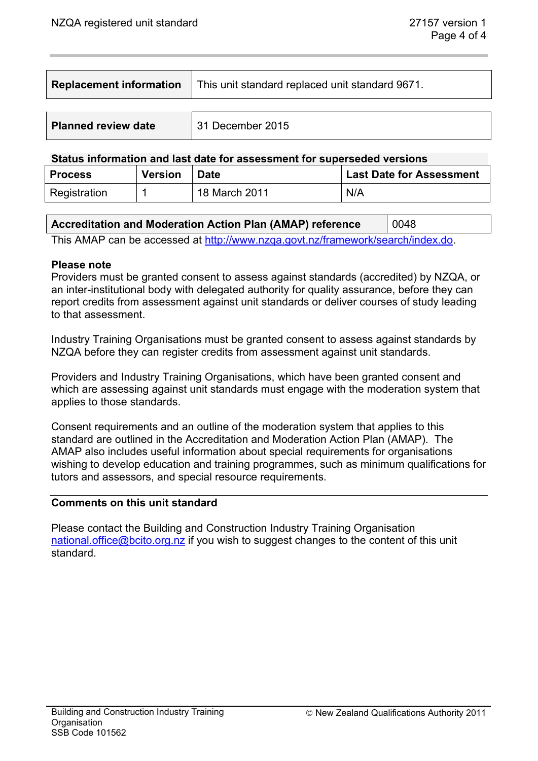| | |
|---|---|
| **Replacement information** | This unit standard replaced unit standard 9671. |

| | |
|---|---|
| **Planned review date** | 31 December 2015 |

**Status information and last date for assessment for superseded versions**

| Process | Version | Date | Last Date for Assessment |
|---|---|---|---|
| Registration | 1 | 18 March 2011 | N/A |

| | |
|---|---|
| **Accreditation and Moderation Action Plan (AMAP) reference** | 0048 |

This AMAP can be accessed at http://www.nzqa.govt.nz/framework/search/index.do.

**Please note**

Providers must be granted consent to assess against standards (accredited) by NZQA, or an inter-institutional body with delegated authority for quality assurance, before they can report credits from assessment against unit standards or deliver courses of study leading to that assessment.

Industry Training Organisations must be granted consent to assess against standards by NZQA before they can register credits from assessment against unit standards.

Providers and Industry Training Organisations, which have been granted consent and which are assessing against unit standards must engage with the moderation system that applies to those standards.

Consent requirements and an outline of the moderation system that applies to this standard are outlined in the Accreditation and Moderation Action Plan (AMAP). The AMAP also includes useful information about special requirements for organisations wishing to develop education and training programmes, such as minimum qualifications for tutors and assessors, and special resource requirements.

**Comments on this unit standard**

Please contact the Building and Construction Industry Training Organisation national.office@bcito.org.nz if you wish to suggest changes to the content of this unit standard.